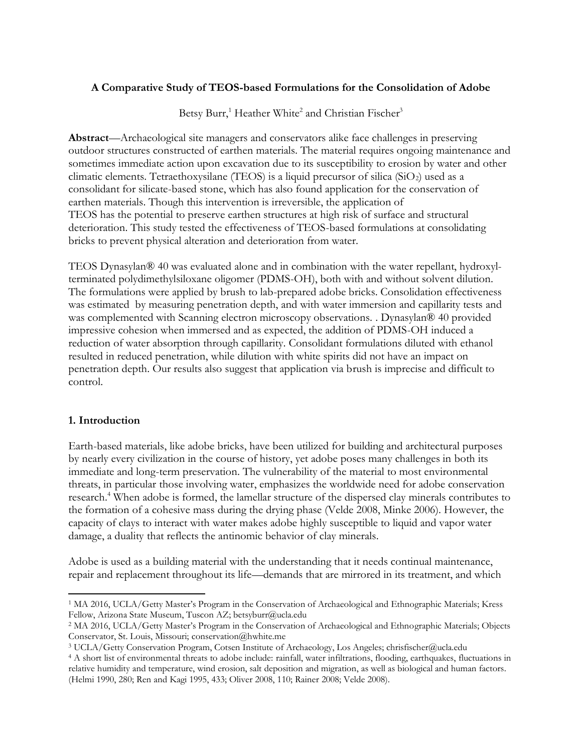**A Comparative Study of TEOS-based Formulations for the Consolidation of Adobe**

Betsy Burr,[1] Heather White[2] and Christian Fischer[3]

**Abstract**—Archaeological site managers and conservators alike face challenges in preserving outdoor structures constructed of earthen materials. The material requires ongoing maintenance and sometimes immediate action upon excavation due to its susceptibility to erosion by water and other climatic elements. Tetraethoxysilane (TEOS) is a liquid precursor of silica ($SiO_2$) used as a consolidant for silicate-based stone, which has also found application for the conservation of earthen materials. Though this intervention is irreversible, the application of TEOS has the potential to preserve earthen structures at high risk of surface and structural deterioration. This study tested the effectiveness of TEOS-based formulations at consolidating bricks to prevent physical alteration and deterioration from water.

TEOS Dynasylan® 40 was evaluated alone and in combination with the water repellant, hydroxyl-terminated polydimethylsiloxane oligomer (PDMS-OH), both with and without solvent dilution. The formulations were applied by brush to lab-prepared adobe bricks. Consolidation effectiveness was estimated by measuring penetration depth, and with water immersion and capillarity tests and was complemented with Scanning electron microscopy observations. . Dynasylan® 40 provided impressive cohesion when immersed and as expected, the addition of PDMS-OH induced a reduction of water absorption through capillarity. Consolidant formulations diluted with ethanol resulted in reduced penetration, while dilution with white spirits did not have an impact on penetration depth. Our results also suggest that application via brush is imprecise and difficult to control.

## 1. Introduction

Earth-based materials, like adobe bricks, have been utilized for building and architectural purposes by nearly every civilization in the course of history, yet adobe poses many challenges in both its immediate and long-term preservation. The vulnerability of the material to most environmental threats, in particular those involving water, emphasizes the worldwide need for adobe conservation research.[4] When adobe is formed, the lamellar structure of the dispersed clay minerals contributes to the formation of a cohesive mass during the drying phase (Velde 2008, Minke 2006). However, the capacity of clays to interact with water makes adobe highly susceptible to liquid and vapor water damage, a duality that reflects the antinomic behavior of clay minerals.

Adobe is used as a building material with the understanding that it needs continual maintenance, repair and replacement throughout its life—demands that are mirrored in its treatment, and which

---

[1] MA 2016, UCLA/Getty Master's Program in the Conservation of Archaeological and Ethnographic Materials; Kress Fellow, Arizona State Museum, Tuscon AZ; betsyburr@ucla.edu

[2] MA 2016, UCLA/Getty Master's Program in the Conservation of Archaeological and Ethnographic Materials; Objects Conservator, St. Louis, Missouri; conservation@hwhite.me

[3] UCLA/Getty Conservation Program, Cotsen Institute of Archaeology, Los Angeles; chrisfischer@ucla.edu

[4] A short list of environmental threats to adobe include: rainfall, water infiltrations, flooding, earthquakes, fluctuations in relative humidity and temperature, wind erosion, salt deposition and migration, as well as biological and human factors. (Helmi 1990, 280; Ren and Kagi 1995, 433; Oliver 2008, 110; Rainer 2008; Velde 2008).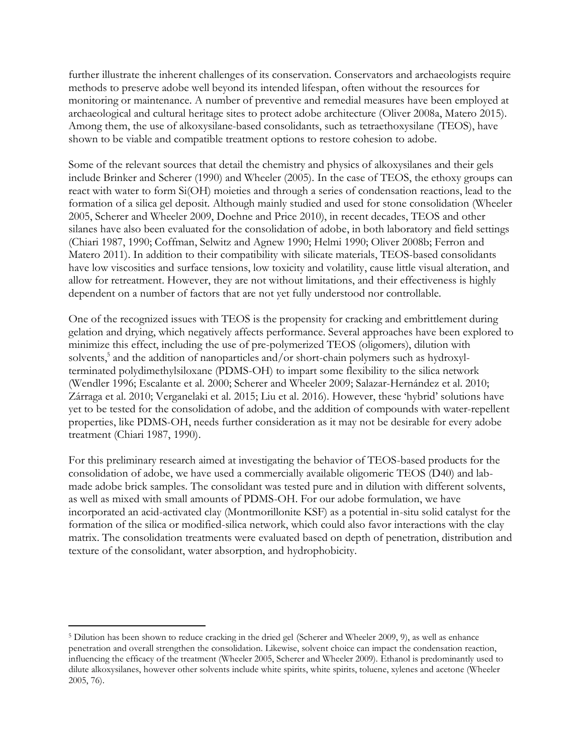further illustrate the inherent challenges of its conservation. Conservators and archaeologists require methods to preserve adobe well beyond its intended lifespan, often without the resources for monitoring or maintenance. A number of preventive and remedial measures have been employed at archaeological and cultural heritage sites to protect adobe architecture (Oliver 2008a, Matero 2015). Among them, the use of alkoxysilane-based consolidants, such as tetraethoxysilane (TEOS), have shown to be viable and compatible treatment options to restore cohesion to adobe.

Some of the relevant sources that detail the chemistry and physics of alkoxysilanes and their gels include Brinker and Scherer (1990) and Wheeler (2005). In the case of TEOS, the ethoxy groups can react with water to form Si(OH) moieties and through a series of condensation reactions, lead to the formation of a silica gel deposit. Although mainly studied and used for stone consolidation (Wheeler 2005, Scherer and Wheeler 2009, Doehne and Price 2010), in recent decades, TEOS and other silanes have also been evaluated for the consolidation of adobe, in both laboratory and field settings (Chiari 1987, 1990; Coffman, Selwitz and Agnew 1990; Helmi 1990; Oliver 2008b; Ferron and Matero 2011). In addition to their compatibility with silicate materials, TEOS-based consolidants have low viscosities and surface tensions, low toxicity and volatility, cause little visual alteration, and allow for retreatment. However, they are not without limitations, and their effectiveness is highly dependent on a number of factors that are not yet fully understood nor controllable.

One of the recognized issues with TEOS is the propensity for cracking and embrittlement during gelation and drying, which negatively affects performance. Several approaches have been explored to minimize this effect, including the use of pre-polymerized TEOS (oligomers), dilution with solvents,[5] and the addition of nanoparticles and/or short-chain polymers such as hydroxyl-terminated polydimethylsiloxane (PDMS-OH) to impart some flexibility to the silica network (Wendler 1996; Escalante et al. 2000; Scherer and Wheeler 2009; Salazar-Hernández et al. 2010; Zárraga et al. 2010; Verganelaki et al. 2015; Liu et al. 2016). However, these 'hybrid' solutions have yet to be tested for the consolidation of adobe, and the addition of compounds with water-repellent properties, like PDMS-OH, needs further consideration as it may not be desirable for every adobe treatment (Chiari 1987, 1990).

For this preliminary research aimed at investigating the behavior of TEOS-based products for the consolidation of adobe, we have used a commercially available oligomeric TEOS (D40) and lab-made adobe brick samples. The consolidant was tested pure and in dilution with different solvents, as well as mixed with small amounts of PDMS-OH. For our adobe formulation, we have incorporated an acid-activated clay (Montmorillonite KSF) as a potential in-situ solid catalyst for the formation of the silica or modified-silica network, which could also favor interactions with the clay matrix. The consolidation treatments were evaluated based on depth of penetration, distribution and texture of the consolidant, water absorption, and hydrophobicity.

---

[5] Dilution has been shown to reduce cracking in the dried gel (Scherer and Wheeler 2009, 9), as well as enhance penetration and overall strengthen the consolidation. Likewise, solvent choice can impact the condensation reaction, influencing the efficacy of the treatment (Wheeler 2005, Scherer and Wheeler 2009). Ethanol is predominantly used to dilute alkoxysilanes, however other solvents include white spirits, white spirits, toluene, xylenes and acetone (Wheeler 2005, 76).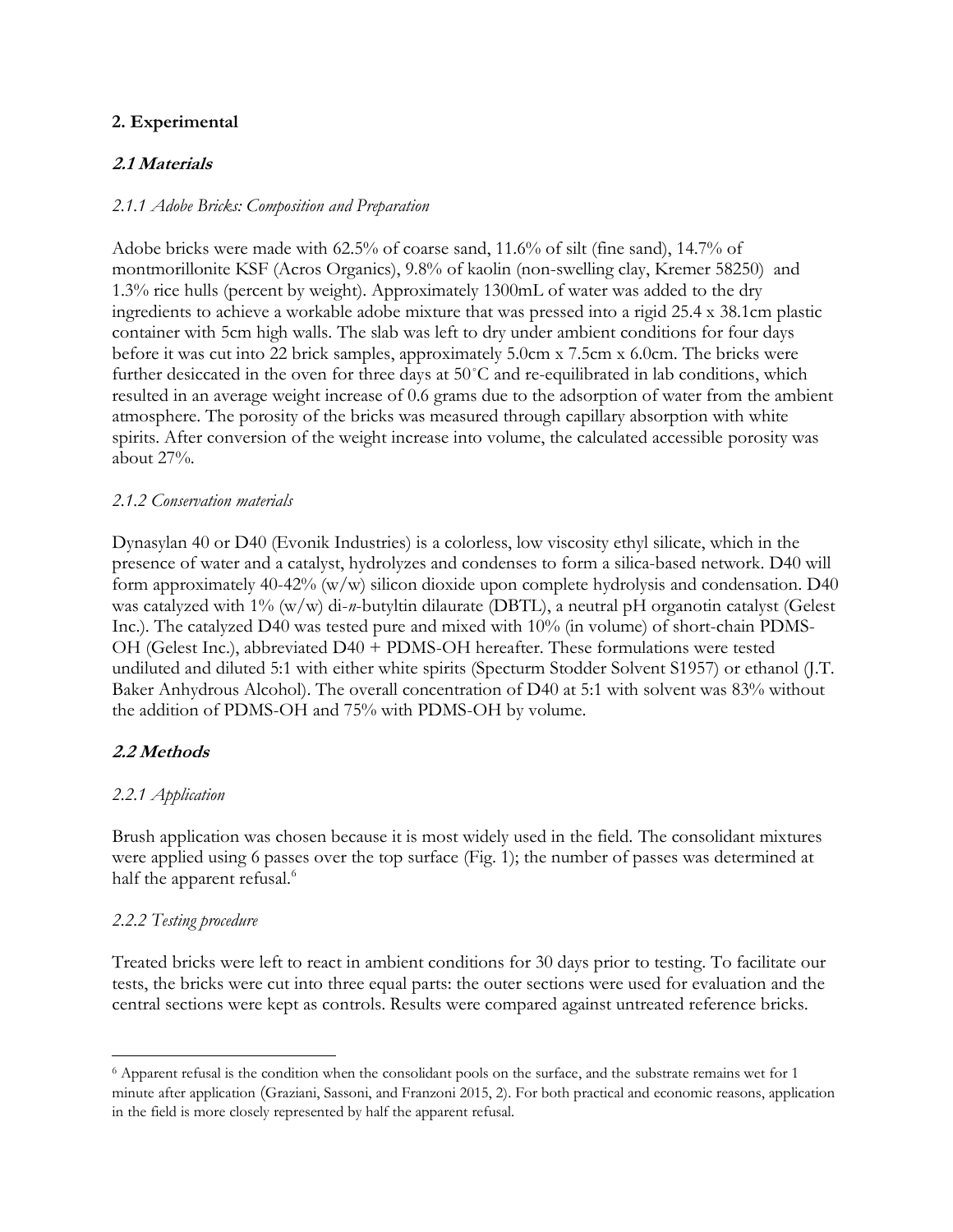## 2. Experimental

### *2.1 Materials*

#### *2.1.1 Adobe Bricks: Composition and Preparation*

Adobe bricks were made with 62.5% of coarse sand, 11.6% of silt (fine sand), 14.7% of montmorillonite KSF (Acros Organics), 9.8% of kaolin (non-swelling clay, Kremer 58250) and 1.3% rice hulls (percent by weight). Approximately 1300mL of water was added to the dry ingredients to achieve a workable adobe mixture that was pressed into a rigid 25.4 x 38.1cm plastic container with 5cm high walls. The slab was left to dry under ambient conditions for four days before it was cut into 22 brick samples, approximately 5.0cm x 7.5cm x 6.0cm. The bricks were further desiccated in the oven for three days at 50˚C and re-equilibrated in lab conditions, which resulted in an average weight increase of 0.6 grams due to the adsorption of water from the ambient atmosphere. The porosity of the bricks was measured through capillary absorption with white spirits. After conversion of the weight increase into volume, the calculated accessible porosity was about 27%.

#### *2.1.2 Conservation materials*

Dynasylan 40 or D40 (Evonik Industries) is a colorless, low viscosity ethyl silicate, which in the presence of water and a catalyst, hydrolyzes and condenses to form a silica-based network. D40 will form approximately 40-42% (w/w) silicon dioxide upon complete hydrolysis and condensation. D40 was catalyzed with 1% (w/w) di-*n*-butyltin dilaurate (DBTL), a neutral pH organotin catalyst (Gelest Inc.). The catalyzed D40 was tested pure and mixed with 10% (in volume) of short-chain PDMS-OH (Gelest Inc.), abbreviated D40 + PDMS-OH hereafter. These formulations were tested undiluted and diluted 5:1 with either white spirits (Specturm Stoddor Solvent S1957) or ethanol (J.T. Baker Anhydrous Alcohol). The overall concentration of D40 at 5:1 with solvent was 83% without the addition of PDMS-OH and 75% with PDMS-OH by volume.

### *2.2 Methods*

#### *2.2.1 Application*

Brush application was chosen because it is most widely used in the field. The consolidant mixtures were applied using 6 passes over the top surface (Fig. 1); the number of passes was determined at half the apparent refusal.[6]

#### *2.2.2 Testing procedure*

Treated bricks were left to react in ambient conditions for 30 days prior to testing. To facilitate our tests, the bricks were cut into three equal parts: the outer sections were used for evaluation and the central sections were kept as controls. Results were compared against untreated reference bricks.

---

[6] Apparent refusal is the condition when the consolidant pools on the surface, and the substrate remains wet for 1 minute after application (Graziani, Sassoni, and Franzoni 2015, 2). For both practical and economic reasons, application in the field is more closely represented by half the apparent refusal.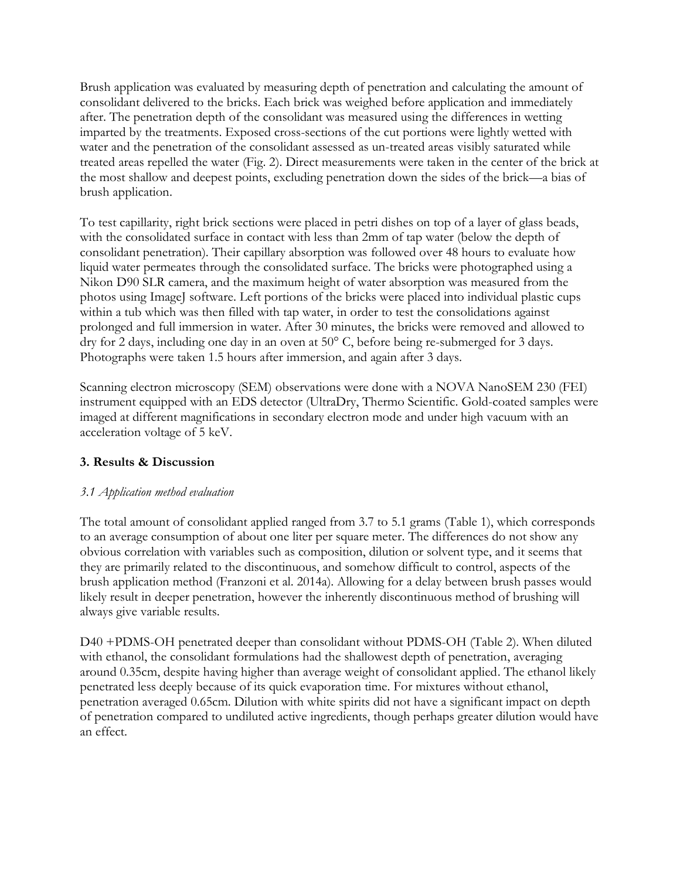Brush application was evaluated by measuring depth of penetration and calculating the amount of consolidant delivered to the bricks. Each brick was weighed before application and immediately after. The penetration depth of the consolidant was measured using the differences in wetting imparted by the treatments. Exposed cross-sections of the cut portions were lightly wetted with water and the penetration of the consolidant assessed as un-treated areas visibly saturated while treated areas repelled the water (Fig. 2). Direct measurements were taken in the center of the brick at the most shallow and deepest points, excluding penetration down the sides of the brick—a bias of brush application.

To test capillarity, right brick sections were placed in petri dishes on top of a layer of glass beads, with the consolidated surface in contact with less than 2mm of tap water (below the depth of consolidant penetration). Their capillary absorption was followed over 48 hours to evaluate how liquid water permeates through the consolidated surface. The bricks were photographed using a Nikon D90 SLR camera, and the maximum height of water absorption was measured from the photos using ImageJ software. Left portions of the bricks were placed into individual plastic cups within a tub which was then filled with tap water, in order to test the consolidations against prolonged and full immersion in water. After 30 minutes, the bricks were removed and allowed to dry for 2 days, including one day in an oven at 50° C, before being re-submerged for 3 days. Photographs were taken 1.5 hours after immersion, and again after 3 days.

Scanning electron microscopy (SEM) observations were done with a NOVA NanoSEM 230 (FEI) instrument equipped with an EDS detector (UltraDry, Thermo Scientific. Gold-coated samples were imaged at different magnifications in secondary electron mode and under high vacuum with an acceleration voltage of 5 keV.

## 3. Results & Discussion

### *3.1 Application method evaluation*

The total amount of consolidant applied ranged from 3.7 to 5.1 grams (Table 1), which corresponds to an average consumption of about one liter per square meter. The differences do not show any obvious correlation with variables such as composition, dilution or solvent type, and it seems that they are primarily related to the discontinuous, and somehow difficult to control, aspects of the brush application method (Franzoni et al. 2014a). Allowing for a delay between brush passes would likely result in deeper penetration, however the inherently discontinuous method of brushing will always give variable results.

D40 +PDMS-OH penetrated deeper than consolidant without PDMS-OH (Table 2). When diluted with ethanol, the consolidant formulations had the shallowest depth of penetration, averaging around 0.35cm, despite having higher than average weight of consolidant applied. The ethanol likely penetrated less deeply because of its quick evaporation time. For mixtures without ethanol, penetration averaged 0.65cm. Dilution with white spirits did not have a significant impact on depth of penetration compared to undiluted active ingredients, though perhaps greater dilution would have an effect.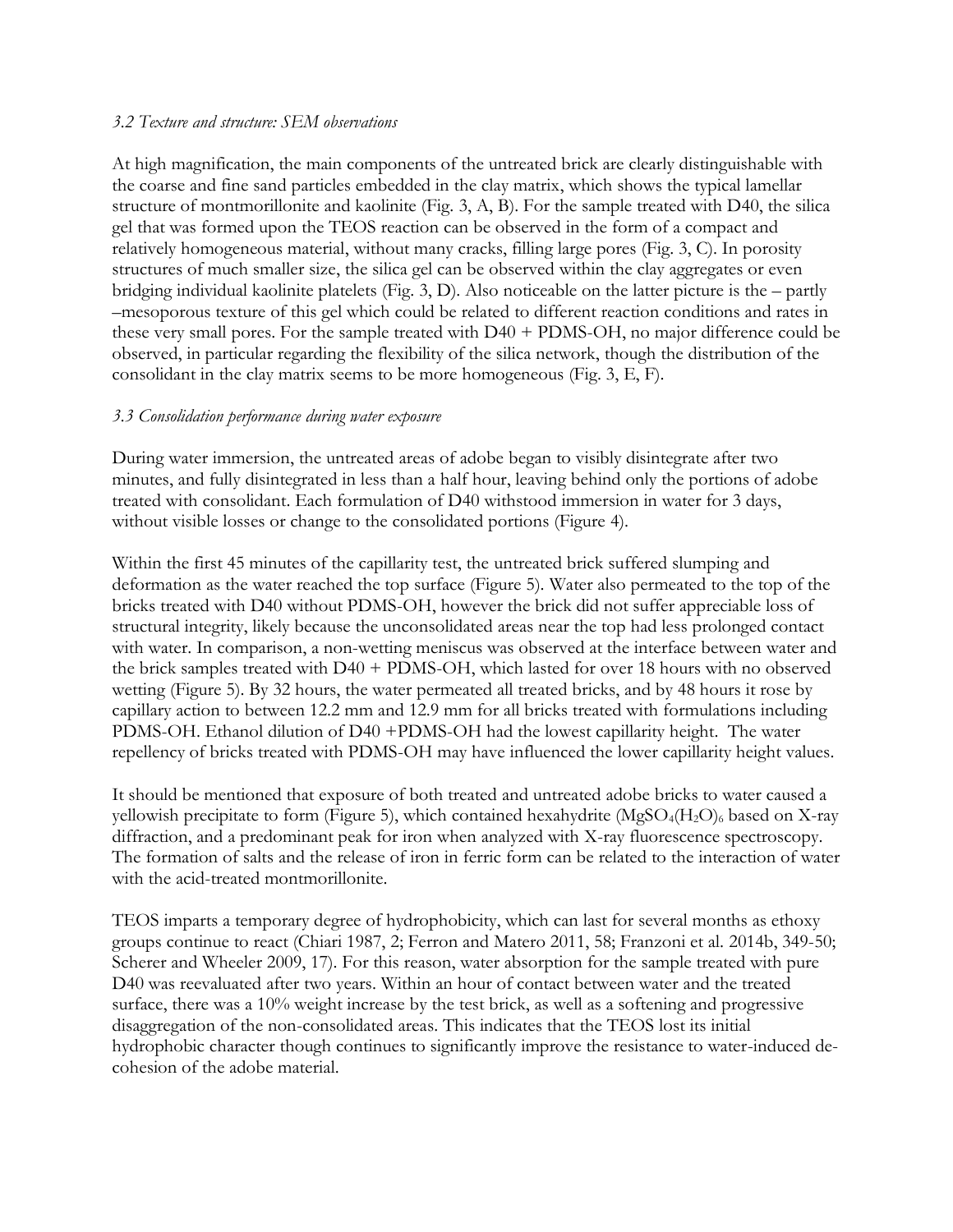*3.2 Texture and structure: SEM observations*

At high magnification, the main components of the untreated brick are clearly distinguishable with the coarse and fine sand particles embedded in the clay matrix, which shows the typical lamellar structure of montmorillonite and kaolinite (Fig. 3, A, B). For the sample treated with D40, the silica gel that was formed upon the TEOS reaction can be observed in the form of a compact and relatively homogeneous material, without many cracks, filling large pores (Fig. 3, C). In porosity structures of much smaller size, the silica gel can be observed within the clay aggregates or even bridging individual kaolinite platelets (Fig. 3, D). Also noticeable on the latter picture is the – partly –mesoporous texture of this gel which could be related to different reaction conditions and rates in these very small pores. For the sample treated with D40 + PDMS-OH, no major difference could be observed, in particular regarding the flexibility of the silica network, though the distribution of the consolidant in the clay matrix seems to be more homogeneous (Fig. 3, E, F).

*3.3 Consolidation performance during water exposure*

During water immersion, the untreated areas of adobe began to visibly disintegrate after two minutes, and fully disintegrated in less than a half hour, leaving behind only the portions of adobe treated with consolidant. Each formulation of D40 withstood immersion in water for 3 days, without visible losses or change to the consolidated portions (Figure 4).

Within the first 45 minutes of the capillarity test, the untreated brick suffered slumping and deformation as the water reached the top surface (Figure 5). Water also permeated to the top of the bricks treated with D40 without PDMS-OH, however the brick did not suffer appreciable loss of structural integrity, likely because the unconsolidated areas near the top had less prolonged contact with water. In comparison, a non-wetting meniscus was observed at the interface between water and the brick samples treated with D40 + PDMS-OH, which lasted for over 18 hours with no observed wetting (Figure 5). By 32 hours, the water permeated all treated bricks, and by 48 hours it rose by capillary action to between 12.2 mm and 12.9 mm for all bricks treated with formulations including PDMS-OH. Ethanol dilution of D40 +PDMS-OH had the lowest capillarity height. The water repellency of bricks treated with PDMS-OH may have influenced the lower capillarity height values.

It should be mentioned that exposure of both treated and untreated adobe bricks to water caused a yellowish precipitate to form (Figure 5), which contained hexahydrite $(MgSO_4(H_2O)_6$ based on X-ray diffraction, and a predominant peak for iron when analyzed with X-ray fluorescence spectroscopy. The formation of salts and the release of iron in ferric form can be related to the interaction of water with the acid-treated montmorillonite.

TEOS imparts a temporary degree of hydrophobicity, which can last for several months as ethoxy groups continue to react (Chiari 1987, 2; Ferron and Matero 2011, 58; Franzoni et al. 2014b, 349-50; Scherer and Wheeler 2009, 17). For this reason, water absorption for the sample treated with pure D40 was reevaluated after two years. Within an hour of contact between water and the treated surface, there was a 10% weight increase by the test brick, as well as a softening and progressive disaggregation of the non-consolidated areas. This indicates that the TEOS lost its initial hydrophobic character though continues to significantly improve the resistance to water-induced de-cohesion of the adobe material.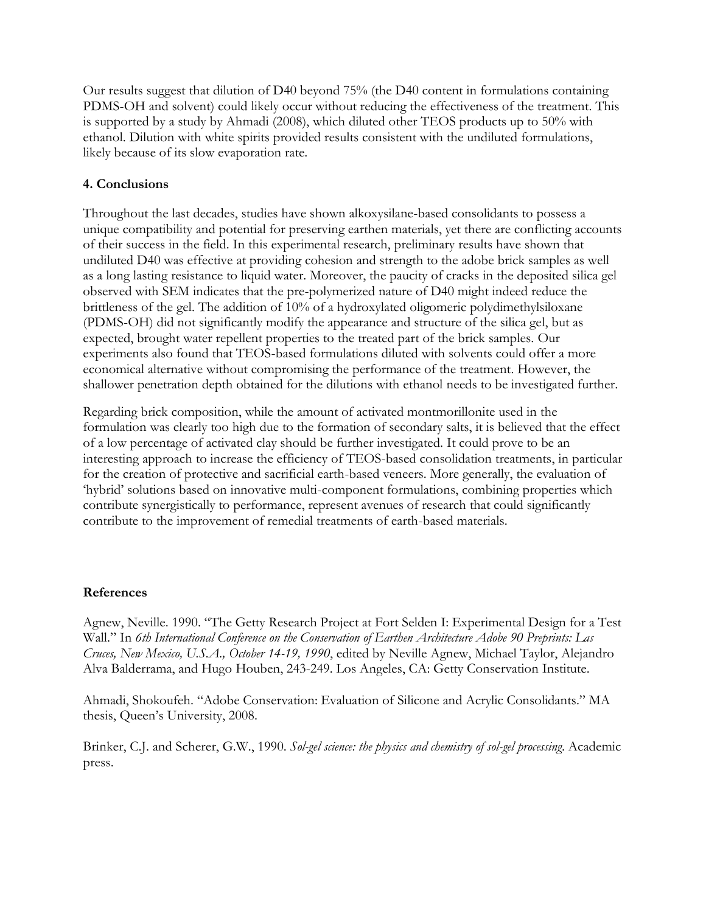Our results suggest that dilution of D40 beyond 75% (the D40 content in formulations containing PDMS-OH and solvent) could likely occur without reducing the effectiveness of the treatment. This is supported by a study by Ahmadi (2008), which diluted other TEOS products up to 50% with ethanol. Dilution with white spirits provided results consistent with the undiluted formulations, likely because of its slow evaporation rate.

## 4. Conclusions

Throughout the last decades, studies have shown alkoxysilane-based consolidants to possess a unique compatibility and potential for preserving earthen materials, yet there are conflicting accounts of their success in the field. In this experimental research, preliminary results have shown that undiluted D40 was effective at providing cohesion and strength to the adobe brick samples as well as a long lasting resistance to liquid water. Moreover, the paucity of cracks in the deposited silica gel observed with SEM indicates that the pre-polymerized nature of D40 might indeed reduce the brittleness of the gel. The addition of 10% of a hydroxylated oligomeric polydimethylsiloxane (PDMS-OH) did not significantly modify the appearance and structure of the silica gel, but as expected, brought water repellent properties to the treated part of the brick samples. Our experiments also found that TEOS-based formulations diluted with solvents could offer a more economical alternative without compromising the performance of the treatment. However, the shallower penetration depth obtained for the dilutions with ethanol needs to be investigated further.

Regarding brick composition, while the amount of activated montmorillonite used in the formulation was clearly too high due to the formation of secondary salts, it is believed that the effect of a low percentage of activated clay should be further investigated. It could prove to be an interesting approach to increase the efficiency of TEOS-based consolidation treatments, in particular for the creation of protective and sacrificial earth-based veneers. More generally, the evaluation of 'hybrid' solutions based on innovative multi-component formulations, combining properties which contribute synergistically to performance, represent avenues of research that could significantly contribute to the improvement of remedial treatments of earth-based materials.

## References

Agnew, Neville. 1990. "The Getty Research Project at Fort Selden I: Experimental Design for a Test Wall." In *6th International Conference on the Conservation of Earthen Architecture Adobe 90 Preprints: Las Cruces, New Mexico, U.S.A., October 14-19, 1990*, edited by Neville Agnew, Michael Taylor, Alejandro Alva Balderrama, and Hugo Houben, 243-249. Los Angeles, CA: Getty Conservation Institute.

Ahmadi, Shokoufeh. "Adobe Conservation: Evaluation of Silicone and Acrylic Consolidants." MA thesis, Queen's University, 2008.

Brinker, C.J. and Scherer, G.W., 1990. *Sol-gel science: the physics and chemistry of sol-gel processing*. Academic press.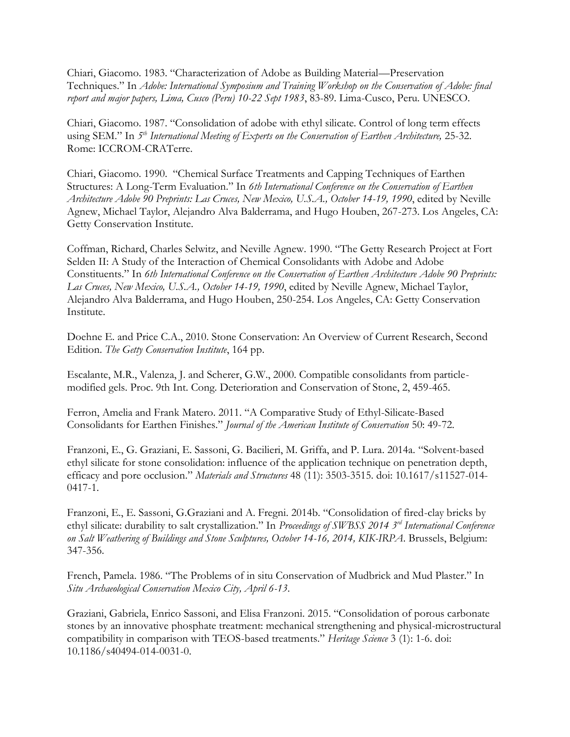Chiari, Giacomo. 1983. "Characterization of Adobe as Building Material—Preservation Techniques." In *Adobe: International Symposium and Training Workshop on the Conservation of Adobe: final report and major papers, Lima, Cusco (Peru) 10-22 Sept 1983*, 83-89. Lima-Cusco, Peru. UNESCO.

Chiari, Giacomo. 1987. "Consolidation of adobe with ethyl silicate. Control of long term effects using SEM." In *5th International Meeting of Experts on the Conservation of Earthen Architecture,* 25-32. Rome: ICCROM-CRATerre.

Chiari, Giacomo. 1990. "Chemical Surface Treatments and Capping Techniques of Earthen Structures: A Long-Term Evaluation." In *6th International Conference on the Conservation of Earthen Architecture Adobe 90 Preprints: Las Cruces, New Mexico, U.S.A., October 14-19, 1990*, edited by Neville Agnew, Michael Taylor, Alejandro Alva Balderrama, and Hugo Houben, 267-273. Los Angeles, CA: Getty Conservation Institute.

Coffman, Richard, Charles Selwitz, and Neville Agnew. 1990. "The Getty Research Project at Fort Selden II: A Study of the Interaction of Chemical Consolidants with Adobe and Adobe Constituents." In *6th International Conference on the Conservation of Earthen Architecture Adobe 90 Preprints: Las Cruces, New Mexico, U.S.A., October 14-19, 1990*, edited by Neville Agnew, Michael Taylor, Alejandro Alva Balderrama, and Hugo Houben, 250-254. Los Angeles, CA: Getty Conservation Institute.

Doehne E. and Price C.A., 2010. Stone Conservation: An Overview of Current Research, Second Edition. *The Getty Conservation Institute*, 164 pp.

Escalante, M.R., Valenza, J. and Scherer, G.W., 2000. Compatible consolidants from particle-modified gels. Proc. 9th Int. Cong. Deterioration and Conservation of Stone, 2, 459-465.

Ferron, Amelia and Frank Matero. 2011. "A Comparative Study of Ethyl-Silicate-Based Consolidants for Earthen Finishes." *Journal of the American Institute of Conservation* 50: 49-72.

Franzoni, E., G. Graziani, E. Sassoni, G. Bacilieri, M. Griffa, and P. Lura. 2014a. "Solvent-based ethyl silicate for stone consolidation: influence of the application technique on penetration depth, efficacy and pore occlusion." *Materials and Structures* 48 (11): 3503-3515. doi: 10.1617/s11527-014-0417-1.

Franzoni, E., E. Sassoni, G.Graziani and A. Fregni. 2014b. "Consolidation of fired-clay bricks by ethyl silicate: durability to salt crystallization." In *Proceedings of SWBSS 2014 3rd International Conference on Salt Weathering of Buildings and Stone Sculptures, October 14-16, 2014, KIK-IRPA*. Brussels, Belgium: 347-356.

French, Pamela. 1986. "The Problems of in situ Conservation of Mudbrick and Mud Plaster." In *Situ Archaeological Conservation Mexico City, April 6-13*.

Graziani, Gabriela, Enrico Sassoni, and Elisa Franzoni. 2015. "Consolidation of porous carbonate stones by an innovative phosphate treatment: mechanical strengthening and physical-microstructural compatibility in comparison with TEOS-based treatments." *Heritage Science* 3 (1): 1-6. doi: 10.1186/s40494-014-0031-0.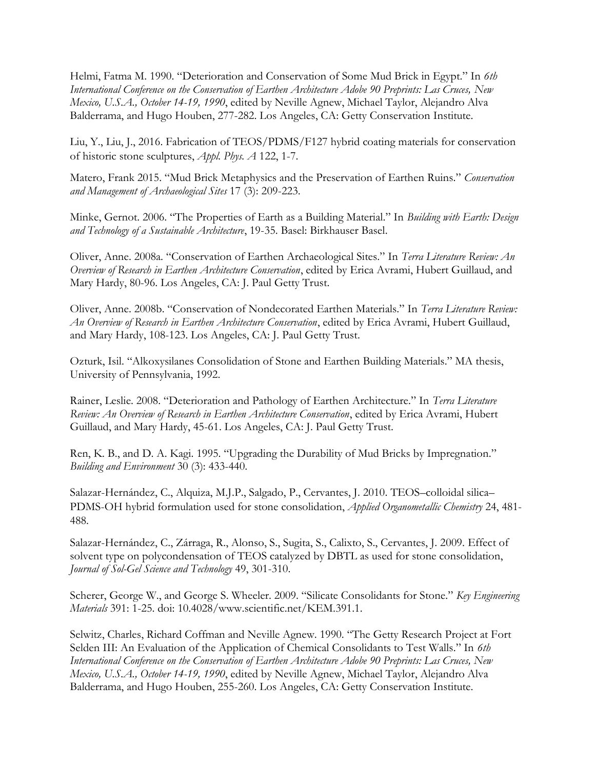Helmi, Fatma M. 1990. "Deterioration and Conservation of Some Mud Brick in Egypt." In *6th International Conference on the Conservation of Earthen Architecture Adobe 90 Preprints: Las Cruces, New Mexico, U.S.A., October 14-19, 1990*, edited by Neville Agnew, Michael Taylor, Alejandro Alva Balderrama, and Hugo Houben, 277-282. Los Angeles, CA: Getty Conservation Institute.

Liu, Y., Liu, J., 2016. Fabrication of TEOS/PDMS/F127 hybrid coating materials for conservation of historic stone sculptures, *Appl. Phys. A* 122, 1-7.

Matero, Frank 2015. "Mud Brick Metaphysics and the Preservation of Earthen Ruins." *Conservation and Management of Archaeological Sites* 17 (3): 209-223.

Minke, Gernot. 2006. "The Properties of Earth as a Building Material." In *Building with Earth: Design and Technology of a Sustainable Architecture*, 19-35. Basel: Birkhauser Basel.

Oliver, Anne. 2008a. "Conservation of Earthen Archaeological Sites." In *Terra Literature Review: An Overview of Research in Earthen Architecture Conservation*, edited by Erica Avrami, Hubert Guillaud, and Mary Hardy, 80-96. Los Angeles, CA: J. Paul Getty Trust.

Oliver, Anne. 2008b. "Conservation of Nondecorated Earthen Materials." In *Terra Literature Review: An Overview of Research in Earthen Architecture Conservation*, edited by Erica Avrami, Hubert Guillaud, and Mary Hardy, 108-123. Los Angeles, CA: J. Paul Getty Trust.

Ozturk, Isil. "Alkoxysilanes Consolidation of Stone and Earthen Building Materials." MA thesis, University of Pennsylvania, 1992.

Rainer, Leslie. 2008. "Deterioration and Pathology of Earthen Architecture." In *Terra Literature Review: An Overview of Research in Earthen Architecture Conservation*, edited by Erica Avrami, Hubert Guillaud, and Mary Hardy, 45-61. Los Angeles, CA: J. Paul Getty Trust.

Ren, K. B., and D. A. Kagi. 1995. "Upgrading the Durability of Mud Bricks by Impregnation." *Building and Environment* 30 (3): 433-440.

Salazar-Hernández, C., Alquiza, M.J.P., Salgado, P., Cervantes, J. 2010. TEOS–colloidal silica–PDMS-OH hybrid formulation used for stone consolidation, *Applied Organometallic Chemistry* 24, 481-488.

Salazar-Hernández, C., Zárraga, R., Alonso, S., Sugita, S., Calixto, S., Cervantes, J. 2009. Effect of solvent type on polycondensation of TEOS catalyzed by DBTL as used for stone consolidation, *Journal of Sol-Gel Science and Technology* 49, 301-310.

Scherer, George W., and George S. Wheeler. 2009. "Silicate Consolidants for Stone." *Key Engineering Materials* 391: 1-25. doi: 10.4028/www.scientific.net/KEM.391.1.

Selwitz, Charles, Richard Coffman and Neville Agnew. 1990. "The Getty Research Project at Fort Selden III: An Evaluation of the Application of Chemical Consolidants to Test Walls." In *6th International Conference on the Conservation of Earthen Architecture Adobe 90 Preprints: Las Cruces, New Mexico, U.S.A., October 14-19, 1990*, edited by Neville Agnew, Michael Taylor, Alejandro Alva Balderrama, and Hugo Houben, 255-260. Los Angeles, CA: Getty Conservation Institute.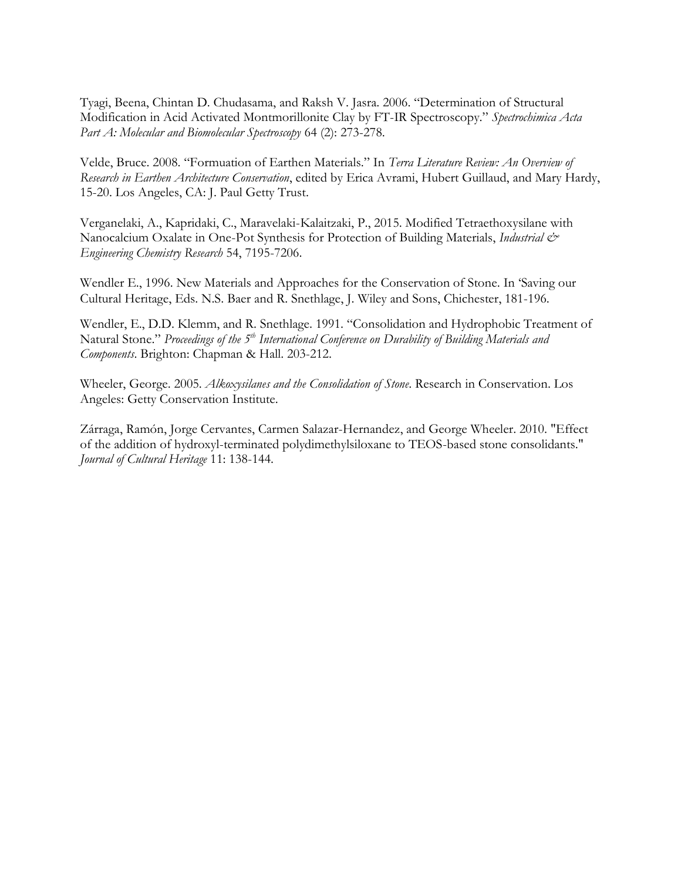Tyagi, Beena, Chintan D. Chudasama, and Raksh V. Jasra. 2006. "Determination of Structural Modification in Acid Activated Montmorillonite Clay by FT-IR Spectroscopy." *Spectrochimica Acta Part A: Molecular and Biomolecular Spectroscopy* 64 (2): 273-278.

Velde, Bruce. 2008. "Formuation of Earthen Materials." In *Terra Literature Review: An Overview of Research in Earthen Architecture Conservation*, edited by Erica Avrami, Hubert Guillaud, and Mary Hardy, 15-20. Los Angeles, CA: J. Paul Getty Trust.

Verganelaki, A., Kapridaki, C., Maravelaki-Kalaitzaki, P., 2015. Modified Tetraethoxysilane with Nanocalcium Oxalate in One-Pot Synthesis for Protection of Building Materials, *Industrial & Engineering Chemistry Research* 54, 7195-7206.

Wendler E., 1996. New Materials and Approaches for the Conservation of Stone. In 'Saving our Cultural Heritage, Eds. N.S. Baer and R. Snethlage, J. Wiley and Sons, Chichester, 181-196.

Wendler, E., D.D. Klemm, and R. Snethlage. 1991. "Consolidation and Hydrophobic Treatment of Natural Stone." *Proceedings of the 5th International Conference on Durability of Building Materials and Components*. Brighton: Chapman & Hall. 203-212.

Wheeler, George. 2005. *Alkoxysilanes and the Consolidation of Stone*. Research in Conservation. Los Angeles: Getty Conservation Institute.

Zárraga, Ramón, Jorge Cervantes, Carmen Salazar-Hernandez, and George Wheeler. 2010. "Effect of the addition of hydroxyl-terminated polydimethylsiloxane to TEOS-based stone consolidants." *Journal of Cultural Heritage* 11: 138-144.